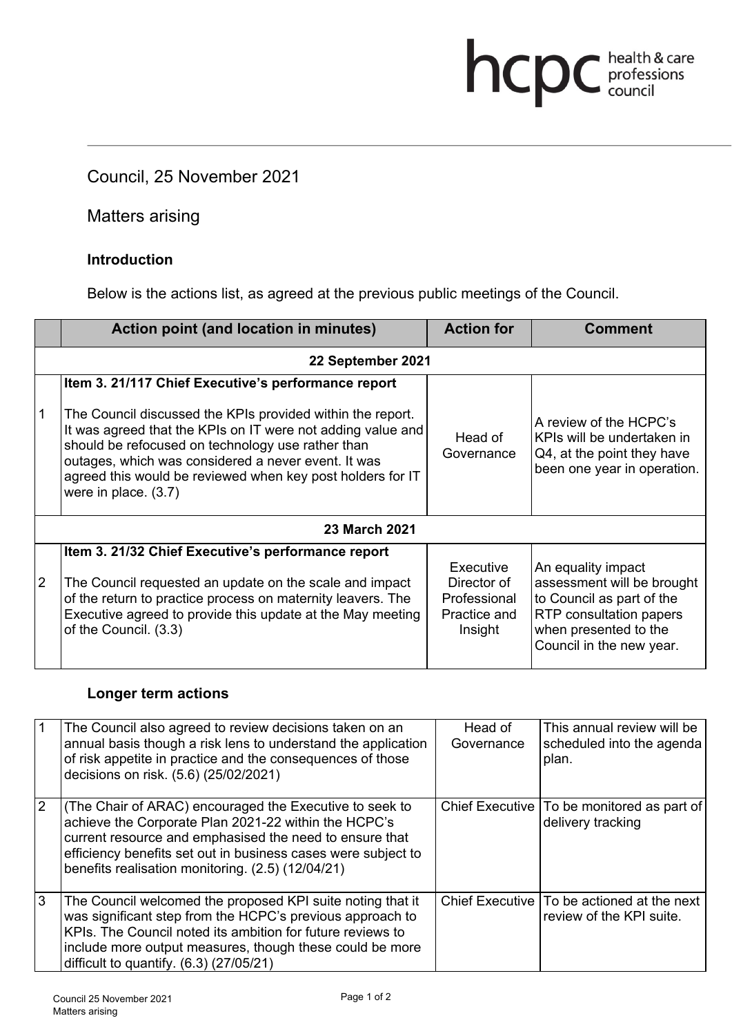Council, 25 November 2021

Matters arising

### Introduction

Below is the actions list, as agreed at the previous public meetings of the Council.

| | Action point (and location in minutes) | Action for | Comment |
|---|---|---|---|
| | **22 September 2021** | | |
| 1 | **Item 3. 21/117 Chief Executive's performance report**<br><br>The Council discussed the KPIs provided within the report. It was agreed that the KPIs on IT were not adding value and should be refocused on technology use rather than outages, which was considered a never event. It was agreed this would be reviewed when key post holders for IT were in place. (3.7) | Head of Governance | A review of the HCPC's KPIs will be undertaken in Q4, at the point they have been one year in operation. |
| | **23 March 2021** | | |
| 2 | **Item 3. 21/32 Chief Executive's performance report**<br><br>The Council requested an update on the scale and impact of the return to practice process on maternity leavers. The Executive agreed to provide this update at the May meeting of the Council. (3.3) | Executive Director of Professional Practice and Insight | An equality impact assessment will be brought to Council as part of the RTP consultation papers when presented to the Council in the new year. |

### Longer term actions

| | | | |
|---|---|---|---|
| 1 | The Council also agreed to review decisions taken on an annual basis though a risk lens to understand the application of risk appetite in practice and the consequences of those decisions on risk. (5.6) (25/02/2021) | Head of Governance | This annual review will be scheduled into the agenda plan. |
| 2 | (The Chair of ARAC) encouraged the Executive to seek to achieve the Corporate Plan 2021-22 within the HCPC's current resource and emphasised the need to ensure that efficiency benefits set out in business cases were subject to benefits realisation monitoring. (2.5) (12/04/21) | Chief Executive | To be monitored as part of delivery tracking |
| 3 | The Council welcomed the proposed KPI suite noting that it was significant step from the HCPC's previous approach to KPIs. The Council noted its ambition for future reviews to include more output measures, though these could be more difficult to quantify. (6.3) (27/05/21) | Chief Executive | To be actioned at the next review of the KPI suite. |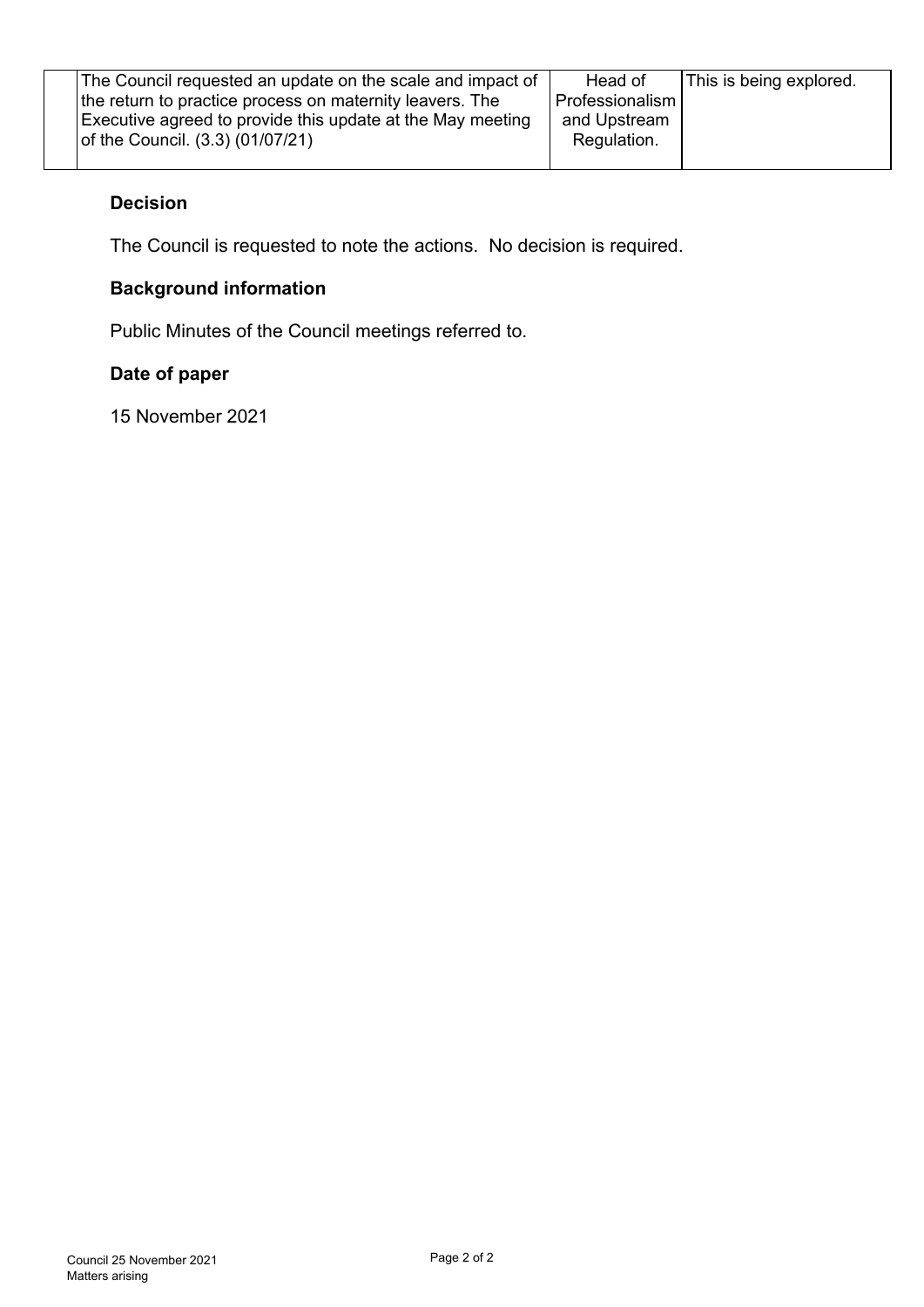| | | | |
|---|---|---|---|
| | The Council requested an update on the scale and impact of the return to practice process on maternity leavers. The Executive agreed to provide this update at the May meeting of the Council. (3.3) (01/07/21) | Head of Professionalism and Upstream Regulation. | This is being explored. |

### Decision

The Council is requested to note the actions. No decision is required.

### Background information

Public Minutes of the Council meetings referred to.

### Date of paper

15 November 2021